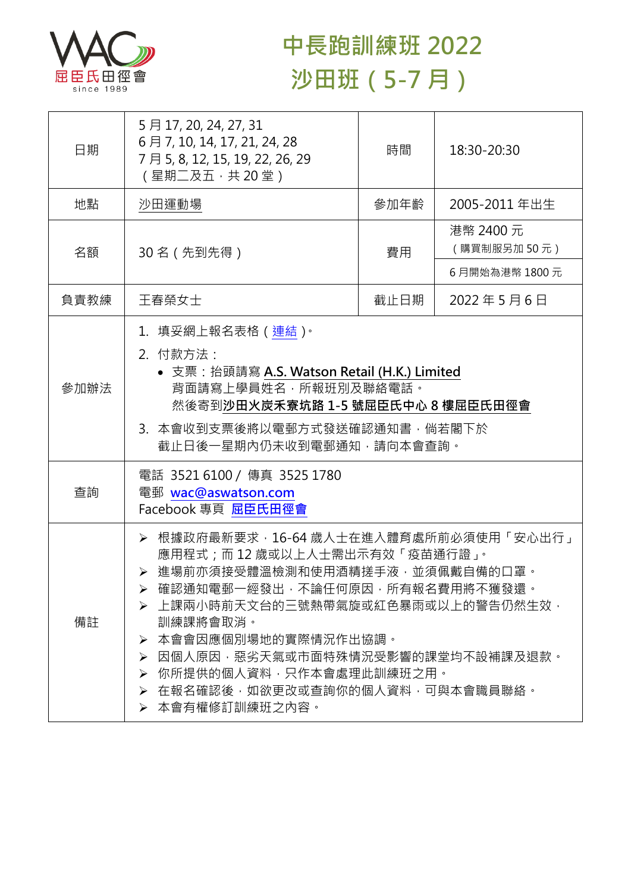屈臣氏田徑會
since 1989

# 中長跑訓練班 2022
# 沙田班（5-7 月）

| | | | |
|---|---|---|---|
| 日期 | 5 月 17, 20, 24, 27, 31<br>6 月 7, 10, 14, 17, 21, 24, 28<br>7 月 5, 8, 12, 15, 19, 22, 26, 29<br>（星期二及五，共 20 堂） | 時間 | 18:30-20:30 |
| 地點 | 沙田運動場 | 參加年齡 | 2005-2011 年出生 |
| 名額 | 30 名（先到先得） | 費用 | 港幣 2400 元<br>（購買制服另加 50 元）<br>6 月開始為港幣 1800 元 |
| 負責教練 | 王春榮女士 | 截止日期 | 2022 年 5 月 6 日 |
| 參加辦法 | 1. 填妥網上報名表格（連結）。<br>2. 付款方法：<br>• 支票：抬頭請寫 **A.S. Watson Retail (H.K.) Limited**<br>背面請寫上學員姓名，所報班別及聯絡電話。<br>然後寄到**沙田火炭禾寮坑路 1-5 號屈臣氏中心 8 樓屈臣氏田徑會**<br>3. 本會收到支票後將以電郵方式發送確認通知書，倘若閣下於截止日後一星期內仍未收到電郵通知，請向本會查詢。 | | |
| 查詢 | 電話 3521 6100 / 傳真 3525 1780<br>電郵 **wac@aswatson.com**<br>Facebook 專頁 **屈臣氏田徑會** | | |
| 備註 | ➢ 根據政府最新要求，16-64 歲人士在進入體育處所前必須使用「安心出行」應用程式；而 12 歲或以上人士需出示有效「疫苗通行證」。<br>➢ 進場前亦須接受體溫檢測和使用酒精搓手液，並須佩戴自備的口罩。<br>➢ 確認通知電郵一經發出，不論任何原因，所有報名費用將不獲發還。<br>➢ 上課兩小時前天文台的三號熱帶氣旋或紅色暴雨或以上的警告仍然生效，訓練課將會取消。<br>➢ 本會會因應個別場地的實際情況作出協調。<br>➢ 因個人原因，惡劣天氣或市面特殊情況受影響的課堂均不設補課及退款。<br>➢ 你所提供的個人資料，只作本會處理此訓練班之用。<br>➢ 在報名確認後，如欲更改或查詢你的個人資料，可與本會職員聯絡。<br>➢ 本會有權修訂訓練班之內容。 | | |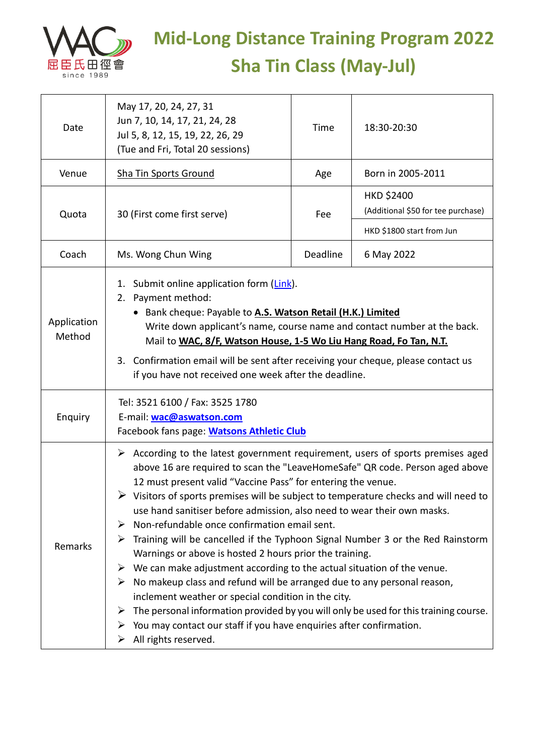# Mid-Long Distance Training Program 2022

## Sha Tin Class (May-Jul)

| | | | |
|---|---|---|---|
| Date | May 17, 20, 24, 27, 31<br>Jun 7, 10, 14, 17, 21, 24, 28<br>Jul 5, 8, 12, 15, 19, 22, 26, 29<br>(Tue and Fri, Total 20 sessions) | Time | 18:30-20:30 |
| Venue | Sha Tin Sports Ground | Age | Born in 2005-2011 |
| Quota | 30 (First come first serve) | Fee | HKD $2400<br>(Additional $50 for tee purchase)<br>HKD $1800 start from Jun |
| Coach | Ms. Wong Chun Wing | Deadline | 6 May 2022 |
| Application Method | 1. Submit online application form (Link).<br>2. Payment method:<br>• Bank cheque: Payable to **A.S. Watson Retail (H.K.) Limited**<br>Write down applicant's name, course name and contact number at the back.<br>Mail to **WAC, 8/F, Watson House, 1-5 Wo Liu Hang Road, Fo Tan, N.T.**<br>3. Confirmation email will be sent after receiving your cheque, please contact us if you have not received one week after the deadline. | | |
| Enquiry | Tel: 3521 6100 / Fax: 3525 1780<br>E-mail: **wac@aswatson.com**<br>Facebook fans page: **Watsons Athletic Club** | | |
| Remarks | ➢ According to the latest government requirement, users of sports premises aged above 16 are required to scan the "LeaveHomeSafe" QR code. Person aged above 12 must present valid "Vaccine Pass" for entering the venue.<br>➢ Visitors of sports premises will be subject to temperature checks and will need to use hand sanitiser before admission, also need to wear their own masks.<br>➢ Non-refundable once confirmation email sent.<br>➢ Training will be cancelled if the Typhoon Signal Number 3 or the Red Rainstorm Warnings or above is hosted 2 hours prior the training.<br>➢ We can make adjustment according to the actual situation of the venue.<br>➢ No makeup class and refund will be arranged due to any personal reason, inclement weather or special condition in the city.<br>➢ The personal information provided by you will only be used for this training course.<br>➢ You may contact our staff if you have enquiries after confirmation.<br>➢ All rights reserved. | | |